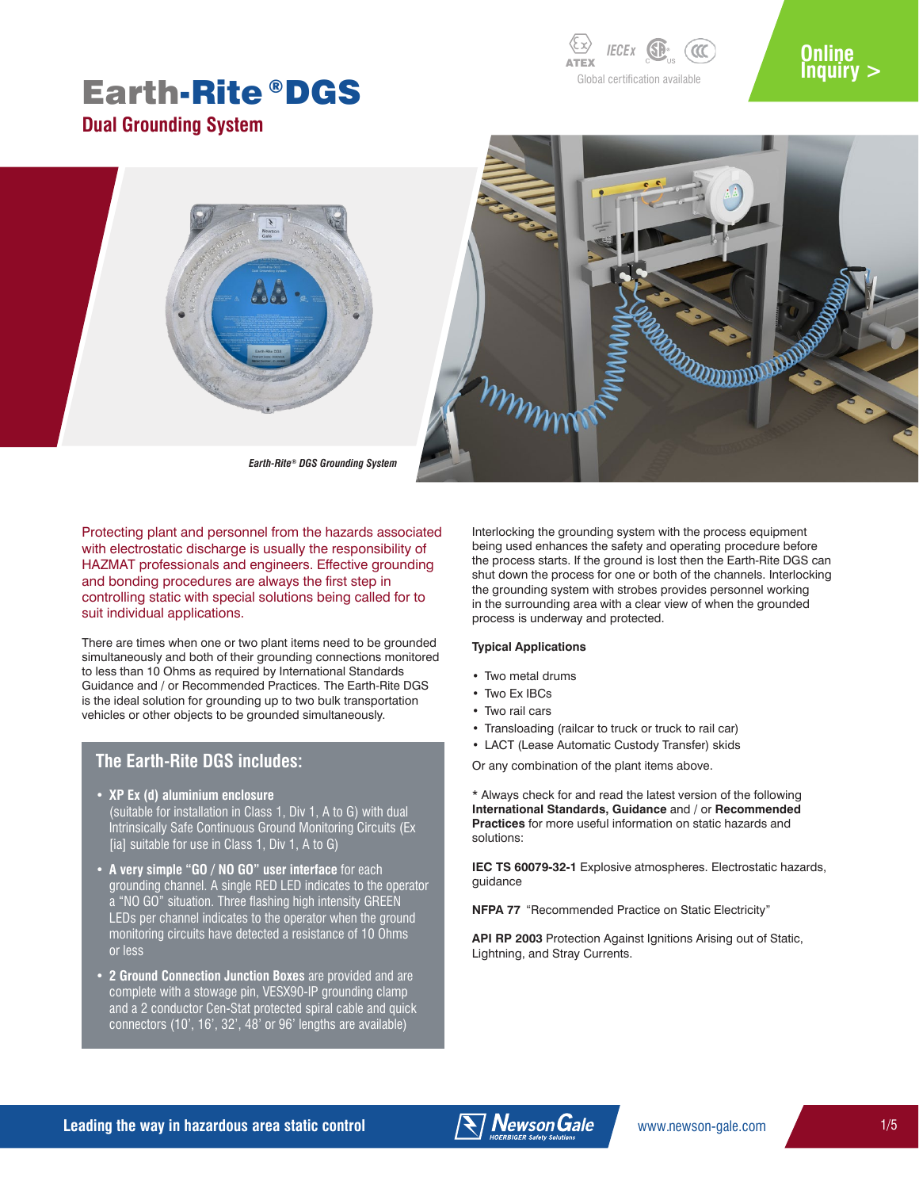# Earth-Rite® DGS

## Dual Grounding System

Global certification available

Online Inquiry >

*Earth-Rite® DGS Grounding System*

Protecting plant and personnel from the hazards associated with electrostatic discharge is usually the responsibility of HAZMAT professionals and engineers. Effective grounding and bonding procedures are always the first step in controlling static with special solutions being called for to suit individual applications.

There are times when one or two plant items need to be grounded simultaneously and both of their grounding connections monitored to less than 10 Ohms as required by International Standards Guidance and / or Recommended Practices. The Earth-Rite DGS is the ideal solution for grounding up to two bulk transportation vehicles or other objects to be grounded simultaneously.

### The Earth-Rite DGS includes:

- **XP Ex (d) aluminium enclosure** (suitable for installation in Class 1, Div 1, A to G) with dual Intrinsically Safe Continuous Ground Monitoring Circuits (Ex [ia] suitable for use in Class 1, Div 1, A to G)
- **A very simple "GO / NO GO" user interface** for each grounding channel. A single RED LED indicates to the operator a "NO GO" situation. Three flashing high intensity GREEN LEDs per channel indicates to the operator when the ground monitoring circuits have detected a resistance of 10 Ohms or less
- **2 Ground Connection Junction Boxes** are provided and are complete with a stowage pin, VESX90-IP grounding clamp and a 2 conductor Cen-Stat protected spiral cable and quick connectors (10', 16', 32', 48' or 96' lengths are available)

Interlocking the grounding system with the process equipment being used enhances the safety and operating procedure before the process starts. If the ground is lost then the Earth-Rite DGS can shut down the process for one or both of the channels. Interlocking the grounding system with strobes provides personnel working in the surrounding area with a clear view of when the grounded process is underway and protected.

**Typical Applications**

- Two metal drums
- Two Ex IBCs
- Two rail cars
- Transloading (railcar to truck or truck to rail car)
- LACT (Lease Automatic Custody Transfer) skids

Or any combination of the plant items above.

* Always check for and read the latest version of the following **International Standards, Guidance** and / or **Recommended Practices** for more useful information on static hazards and solutions:

**IEC TS 60079-32-1** Explosive atmospheres. Electrostatic hazards, guidance

**NFPA 77** "Recommended Practice on Static Electricity"

**API RP 2003** Protection Against Ignitions Arising out of Static, Lightning, and Stray Currents.

Leading the way in hazardous area static control

www.newson-gale.com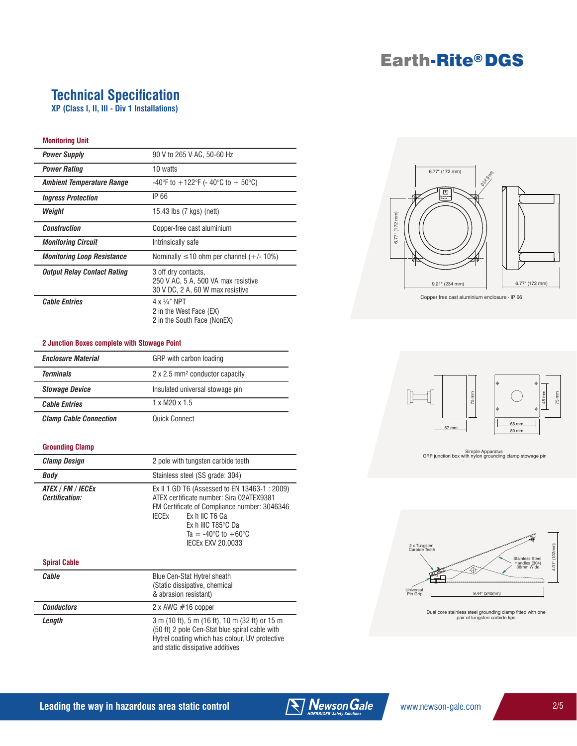# Earth-Rite® DGS

## Technical Specification

**XP (Class I, II, III - Div 1 Installations)**

### Monitoring Unit

| | |
|---|---|
| ***Power Supply*** | 90 V to 265 V AC, 50-60 Hz |
| ***Power Rating*** | 10 watts |
| ***Ambient Temperature Range*** | -40°F to +122°F (- 40°C to + 50°C) |
| ***Ingress Protection*** | IP 66 |
| ***Weight*** | 15.43 lbs (7 kgs) (nett) |
| ***Construction*** | Copper-free cast aluminium |
| ***Monitoring Circuit*** | Intrinsically safe |
| ***Monitoring Loop Resistance*** | Nominally ≤10 ohm per channel (+/- 10%) |
| ***Output Relay Contact Rating*** | 3 off dry contacts,<br>250 V AC, 5 A, 500 VA max resistive<br>30 V DC, 2 A, 60 W max resistive |
| ***Cable Entries*** | 4 x ¾" NPT<br>2 in the West Face (EX)<br>2 in the South Face (NonEX) |

### 2 Junction Boxes complete with Stowage Point

| | |
|---|---|
| ***Enclosure Material*** | GRP with carbon loading |
| ***Terminals*** | 2 x 2.5 mm² conductor capacity |
| ***Stowage Device*** | Insulated universal stowage pin |
| ***Cable Entries*** | 1 x M20 x 1.5 |
| ***Clamp Cable Connection*** | Quick Connect |

### Grounding Clamp

| | |
|---|---|
| ***Clamp Design*** | 2 pole with tungsten carbide teeth |
| ***Body*** | Stainless steel (SS grade: 304) |
| ***ATEX / FM / IECEx Certification:*** | Ex II 1 GD T6 (Assessed to EN 13463-1 : 2009)<br>ATEX certificate number: Sira 02ATEX9381<br>FM Certificate of Compliance number: 3046346<br>IECEx Ex h IIC T6 Ga<br>Ex h IIIC T85°C Da<br>Ta = -40°C to +60°C<br>IECEx EXV 20.0033 |

### Spiral Cable

| | |
|---|---|
| ***Cable*** | Blue Cen-Stat Hytrel sheath<br>(Static dissipative, chemical & abrasion resistant) |
| ***Conductors*** | 2 x AWG #16 copper |
| ***Length*** | 3 m (10 ft), 5 m (16 ft), 10 m (32 ft) or 15 m (50 ft) 2 pole Cen-Stat blue spiral cable with Hytrel coating which has colour, UV protective and static dissipative additives |

6.77" (172 mm) · Ø1/4" (6 mm) · 6.77" (172 mm) · 9.21" (234 mm) · 6.77" (172 mm)

Copper free cast aluminium enclosure - IP 66

75 mm · 57 mm · 45 mm · 75 mm · 68 mm · 80 mm

Simple Apparatus
GRP junction box with nylon grounding clamp stowage pin

2 x Tungsten Carbide Teeth · Stainless Steel Handles (304) 38mm Wide · 4.01" (102mm) · Universal Pin Grip · 9.44" (240mm)

Dual core stainless steel grounding clamp fitted with one pair of tungsten carbide tips

Leading the way in hazardous area static control

www.newson-gale.com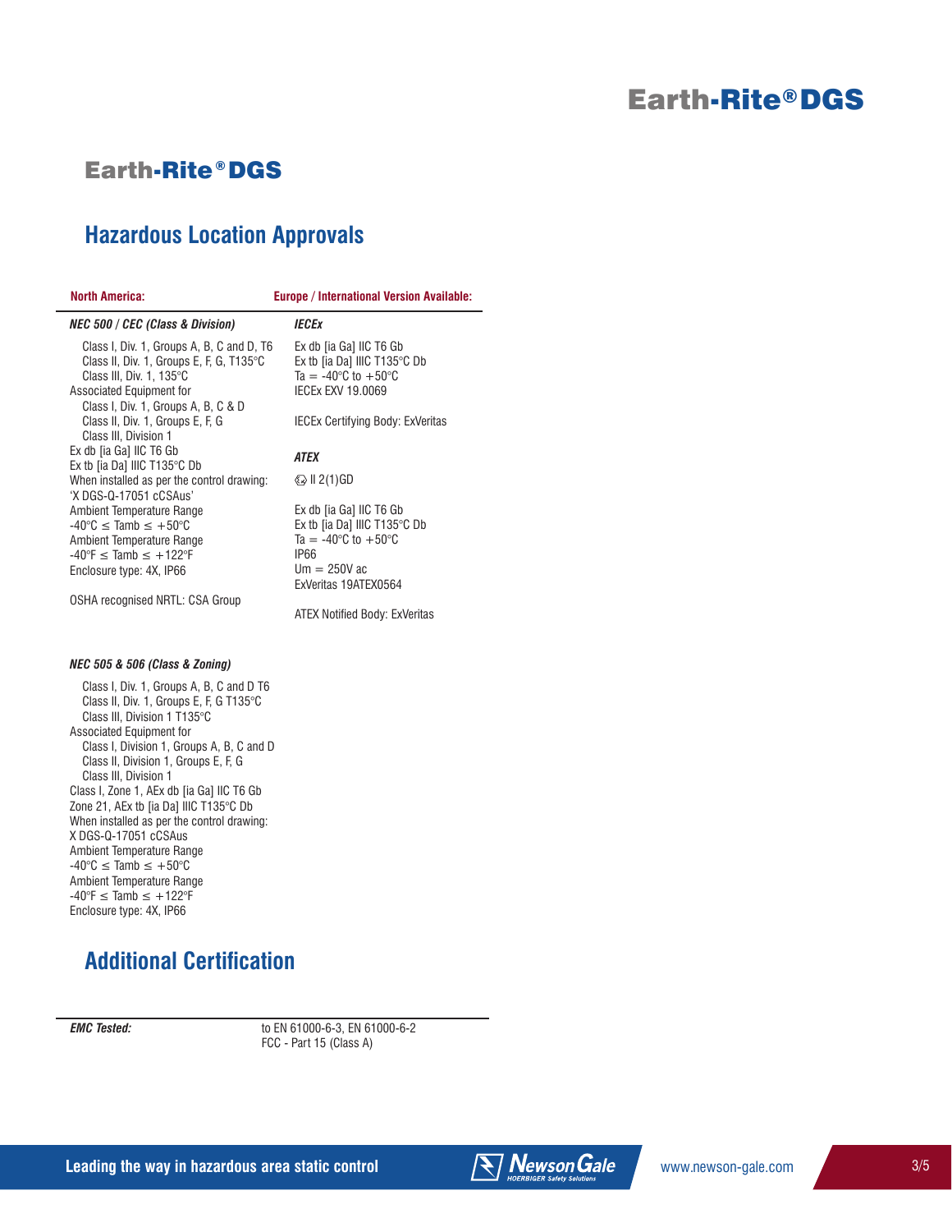## Earth-Rite® DGS

## Hazardous Location Approvals

**North America:**

### *NEC 500 / CEC (Class & Division)*

- Class I, Div. 1, Groups A, B, C and D, T6
- Class II, Div. 1, Groups E, F, G, T135°C
- Class III, Div. 1, 135°C

Associated Equipment for

- Class I, Div. 1, Groups A, B, C & D
- Class II, Div. 1, Groups E, F, G
- Class III, Division 1

Ex db [ia Ga] IIC T6 Gb
Ex tb [ia Da] IIIC T135°C Db
When installed as per the control drawing:
'X DGS-Q-17051 cCSAus'
Ambient Temperature Range
-40°C ≤ Tamb ≤ +50°C
Ambient Temperature Range
-40°F ≤ Tamb ≤ +122°F
Enclosure type: 4X, IP66

OSHA recognised NRTL: CSA Group

### *NEC 505 & 506 (Class & Zoning)*

- Class I, Div. 1, Groups A, B, C and D T6
- Class II, Div. 1, Groups E, F, G T135°C
- Class III, Division 1 T135°C

Associated Equipment for

- Class I, Division 1, Groups A, B, C and D
- Class II, Division 1, Groups E, F, G
- Class III, Division 1

Class I, Zone 1, AEx db [ia Ga] IIC T6 Gb
Zone 21, AEx tb [ia Da] IIIC T135°C Db
When installed as per the control drawing:
X DGS-Q-17051 cCSAus
Ambient Temperature Range
-40°C ≤ Tamb ≤ +50°C
Ambient Temperature Range
-40°F ≤ Tamb ≤ +122°F
Enclosure type: 4X, IP66

**Europe / International Version Available:**

### *IECEx*

Ex db [ia Ga] IIC T6 Gb
Ex tb [ia Da] IIIC T135°C Db
Ta = -40°C to +50°C
IECEx EXV 19.0069

IECEx Certifying Body: ExVeritas

### *ATEX*

Ex II 2(1)GD

Ex db [ia Ga] IIC T6 Gb
Ex tb [ia Da] IIIC T135°C Db
Ta = -40°C to +50°C
IP66
Um = 250V ac
ExVeritas 19ATEX0564

ATEX Notified Body: ExVeritas

## Additional Certification

| *EMC Tested:* | to EN 61000-6-3, EN 61000-6-2<br>FCC - Part 15 (Class A) |
|---|---|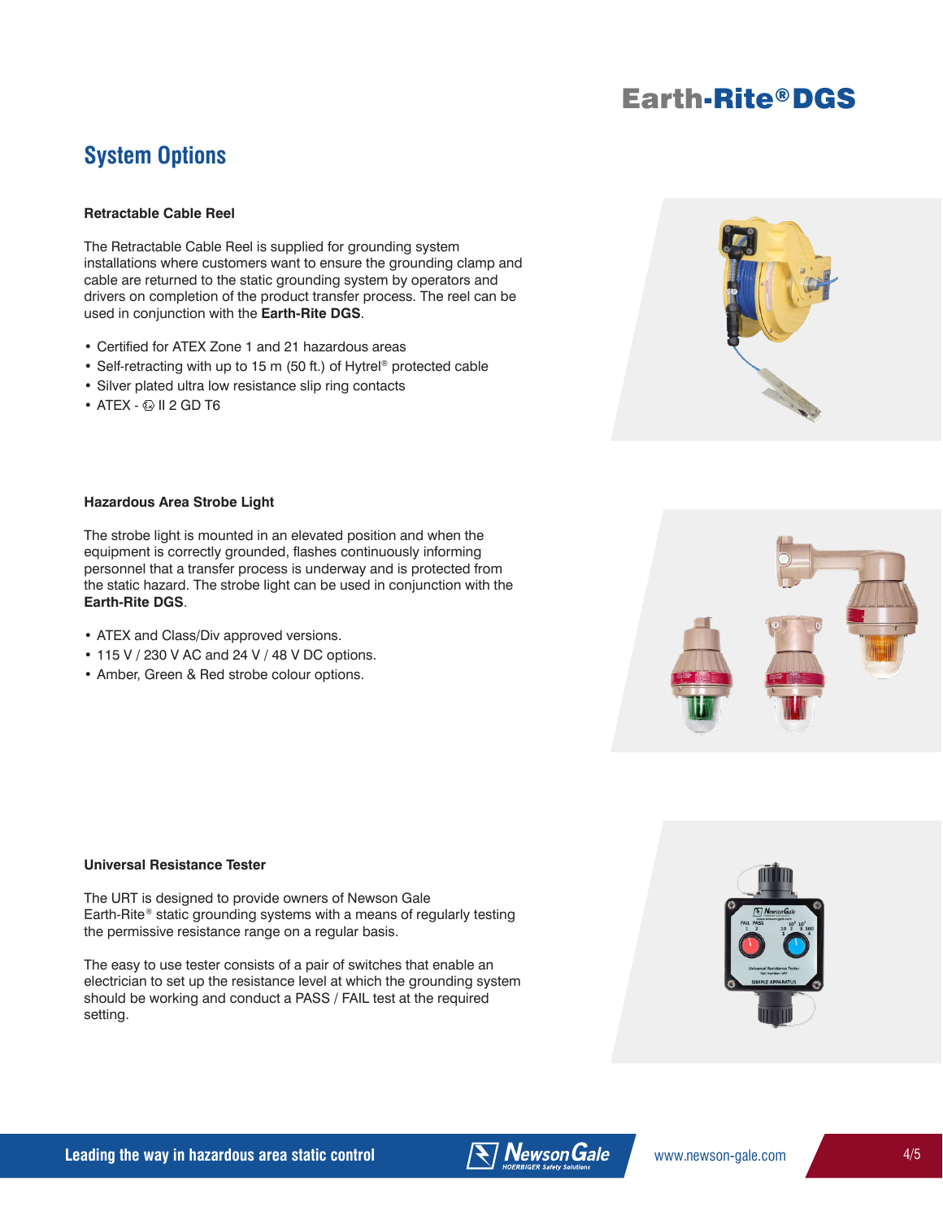## System Options

### Retractable Cable Reel

The Retractable Cable Reel is supplied for grounding system installations where customers want to ensure the grounding clamp and cable are returned to the static grounding system by operators and drivers on completion of the product transfer process. The reel can be used in conjunction with the **Earth-Rite DGS**.

- Certified for ATEX Zone 1 and 21 hazardous areas
- Self-retracting with up to 15 m (50 ft.) of Hytrel® protected cable
- Silver plated ultra low resistance slip ring contacts
- ATEX - Ex II 2 GD T6

### Hazardous Area Strobe Light

The strobe light is mounted in an elevated position and when the equipment is correctly grounded, flashes continuously informing personnel that a transfer process is underway and is protected from the static hazard. The strobe light can be used in conjunction with the **Earth-Rite DGS**.

- ATEX and Class/Div approved versions.
- 115 V / 230 V AC and 24 V / 48 V DC options.
- Amber, Green & Red strobe colour options.

### Universal Resistance Tester

The URT is designed to provide owners of Newson Gale Earth-Rite® static grounding systems with a means of regularly testing the permissive resistance range on a regular basis.

The easy to use tester consists of a pair of switches that enable an electrician to set up the resistance level at which the grounding system should be working and conduct a PASS / FAIL test at the required setting.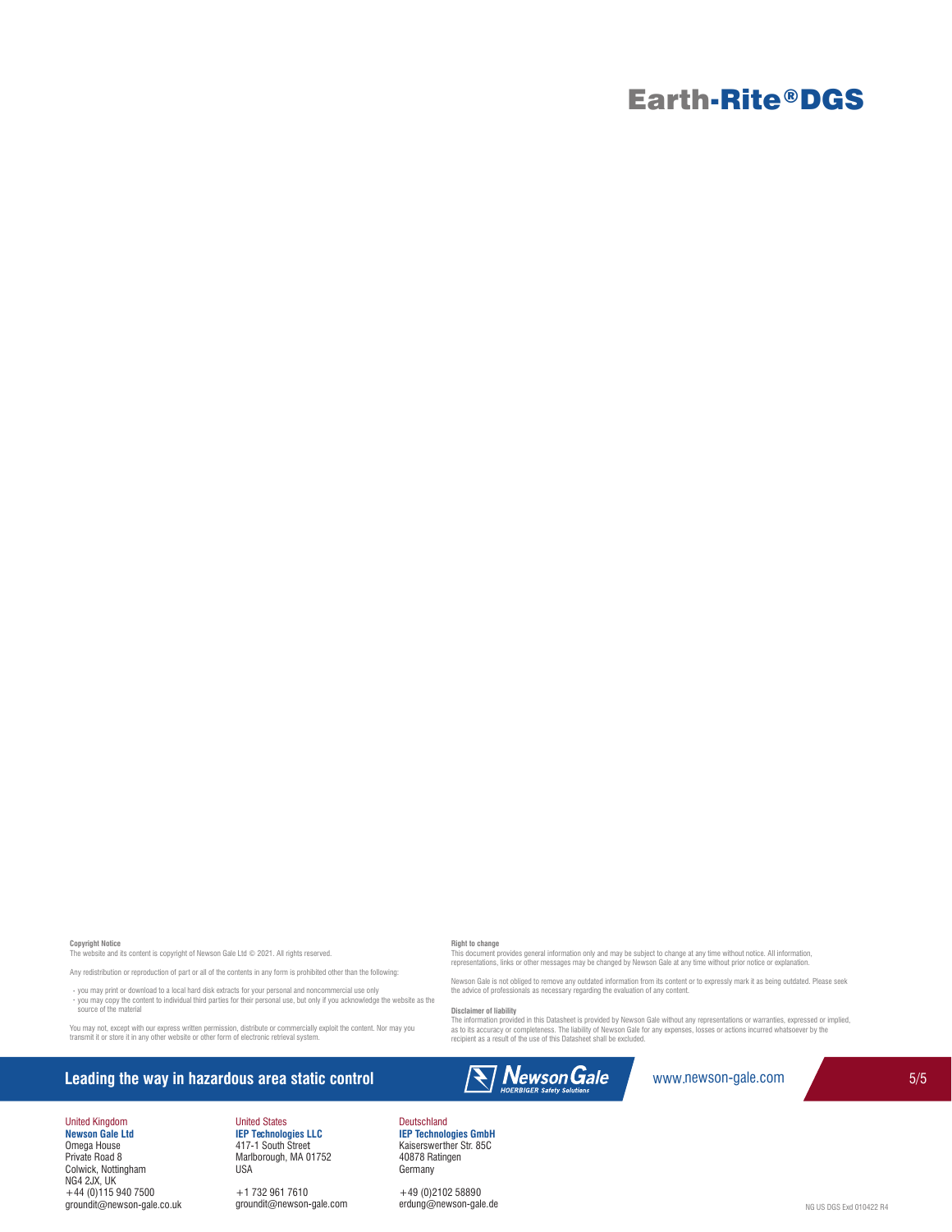# Earth-Rite®DGS

**Copyright Notice**
The website and its content is copyright of Newson Gale Ltd © 2021. All rights reserved.

Any redistribution or reproduction of part or all of the contents in any form is prohibited other than the following:

- you may print or download to a local hard disk extracts for your personal and noncommercial use only
- you may copy the content to individual third parties for their personal use, but only if you acknowledge the website as the source of the material

You may not, except with our express written permission, distribute or commercially exploit the content. Nor may you transmit it or store it in any other website or other form of electronic retrieval system.

**Right to change**
This document provides general information only and may be subject to change at any time without notice. All information, representations, links or other messages may be changed by Newson Gale at any time without prior notice or explanation.

Newson Gale is not obliged to remove any outdated information from its content or to expressly mark it as being outdated. Please seek the advice of professionals as necessary regarding the evaluation of any content.

**Disclaimer of liability**
The information provided in this Datasheet is provided by Newson Gale without any representations or warranties, expressed or implied, as to its accuracy or completeness. The liability of Newson Gale for any expenses, losses or actions incurred whatsoever by the recipient as a result of the use of this Datasheet shall be excluded.

**Leading the way in hazardous area static control**

Newson Gale
HOERBIGER Safety Solutions

www.newson-gale.com

United Kingdom
**Newson Gale Ltd**
Omega House
Private Road 8
Colwick, Nottingham
NG4 2JX, UK
+44 (0)115 940 7500
groundit@newson-gale.co.uk

United States
**IEP Technologies LLC**
417-1 South Street
Marlborough, MA 01752
USA

+1 732 961 7610
groundit@newson-gale.com

Deutschland
**IEP Technologies GmbH**
Kaiserswerther Str. 85C
40878 Ratingen
Germany

+49 (0)2102 58890
erdung@newson-gale.de

NG US DGS Exd 010422 R4